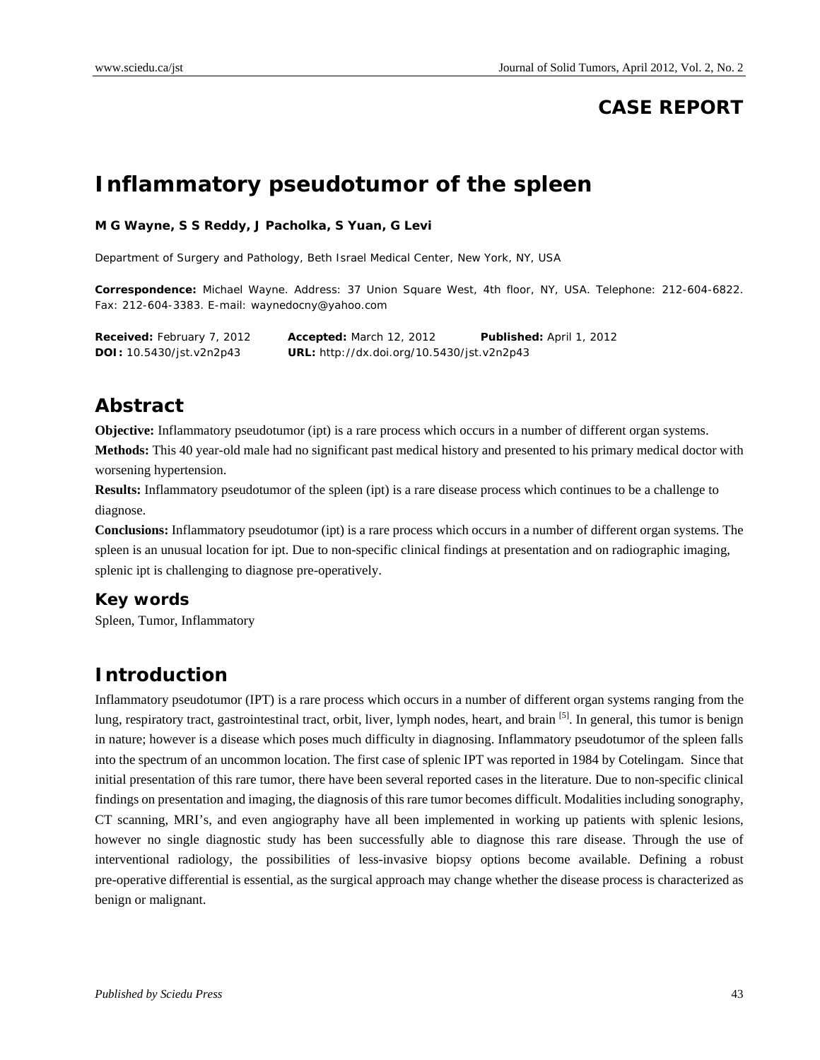**CASE REPORT**

# Inflammatory pseudotumor of the spleen

**M G Wayne, S S Reddy, J Pacholka, S Yuan, G Levi**

Department of Surgery and Pathology, Beth Israel Medical Center, New York, NY, USA

**Correspondence:** Michael Wayne. Address: 37 Union Square West, 4th floor, NY, USA. Telephone: 212-604-6822. Fax: 212-604-3383. E-mail: waynedocny@yahoo.com

**Received:** February 7, 2012 **Accepted:** March 12, 2012 **Published:** April 1, 2012
**DOI:** 10.5430/jst.v2n2p43 **URL:** http://dx.doi.org/10.5430/jst.v2n2p43

## Abstract

**Objective:** Inflammatory pseudotumor (ipt) is a rare process which occurs in a number of different organ systems.

**Methods:** This 40 year-old male had no significant past medical history and presented to his primary medical doctor with worsening hypertension.

**Results:** Inflammatory pseudotumor of the spleen (ipt) is a rare disease process which continues to be a challenge to diagnose.

**Conclusions:** Inflammatory pseudotumor (ipt) is a rare process which occurs in a number of different organ systems. The spleen is an unusual location for ipt. Due to non-specific clinical findings at presentation and on radiographic imaging, splenic ipt is challenging to diagnose pre-operatively.

### Key words

Spleen, Tumor, Inflammatory

## Introduction

Inflammatory pseudotumor (IPT) is a rare process which occurs in a number of different organ systems ranging from the lung, respiratory tract, gastrointestinal tract, orbit, liver, lymph nodes, heart, and brain [5]. In general, this tumor is benign in nature; however is a disease which poses much difficulty in diagnosing. Inflammatory pseudotumor of the spleen falls into the spectrum of an uncommon location. The first case of splenic IPT was reported in 1984 by Cotelingam. Since that initial presentation of this rare tumor, there have been several reported cases in the literature. Due to non-specific clinical findings on presentation and imaging, the diagnosis of this rare tumor becomes difficult. Modalities including sonography, CT scanning, MRI's, and even angiography have all been implemented in working up patients with splenic lesions, however no single diagnostic study has been successfully able to diagnose this rare disease. Through the use of interventional radiology, the possibilities of less-invasive biopsy options become available. Defining a robust pre-operative differential is essential, as the surgical approach may change whether the disease process is characterized as benign or malignant.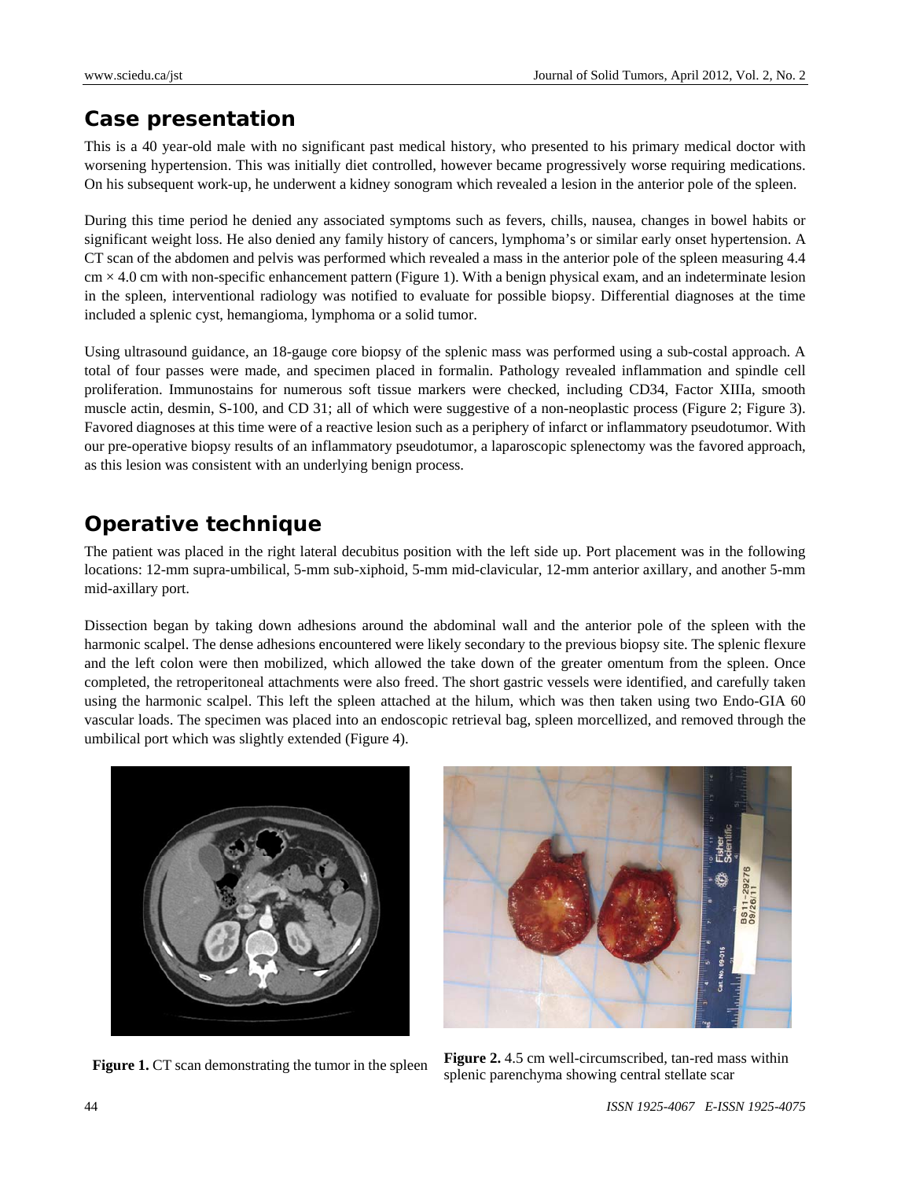## Case presentation

This is a 40 year-old male with no significant past medical history, who presented to his primary medical doctor with worsening hypertension. This was initially diet controlled, however became progressively worse requiring medications. On his subsequent work-up, he underwent a kidney sonogram which revealed a lesion in the anterior pole of the spleen.

During this time period he denied any associated symptoms such as fevers, chills, nausea, changes in bowel habits or significant weight loss. He also denied any family history of cancers, lymphoma's or similar early onset hypertension. A CT scan of the abdomen and pelvis was performed which revealed a mass in the anterior pole of the spleen measuring 4.4 cm × 4.0 cm with non-specific enhancement pattern (Figure 1). With a benign physical exam, and an indeterminate lesion in the spleen, interventional radiology was notified to evaluate for possible biopsy. Differential diagnoses at the time included a splenic cyst, hemangioma, lymphoma or a solid tumor.

Using ultrasound guidance, an 18-gauge core biopsy of the splenic mass was performed using a sub-costal approach. A total of four passes were made, and specimen placed in formalin. Pathology revealed inflammation and spindle cell proliferation. Immunostains for numerous soft tissue markers were checked, including CD34, Factor XIIIa, smooth muscle actin, desmin, S-100, and CD 31; all of which were suggestive of a non-neoplastic process (Figure 2; Figure 3). Favored diagnoses at this time were of a reactive lesion such as a periphery of infarct or inflammatory pseudotumor. With our pre-operative biopsy results of an inflammatory pseudotumor, a laparoscopic splenectomy was the favored approach, as this lesion was consistent with an underlying benign process.

## Operative technique

The patient was placed in the right lateral decubitus position with the left side up. Port placement was in the following locations: 12-mm supra-umbilical, 5-mm sub-xiphoid, 5-mm mid-clavicular, 12-mm anterior axillary, and another 5-mm mid-axillary port.

Dissection began by taking down adhesions around the abdominal wall and the anterior pole of the spleen with the harmonic scalpel. The dense adhesions encountered were likely secondary to the previous biopsy site. The splenic flexure and the left colon were then mobilized, which allowed the take down of the greater omentum from the spleen. Once completed, the retroperitoneal attachments were also freed. The short gastric vessels were identified, and carefully taken using the harmonic scalpel. This left the spleen attached at the hilum, which was then taken using two Endo-GIA 60 vascular loads. The specimen was placed into an endoscopic retrieval bag, spleen morcellized, and removed through the umbilical port which was slightly extended (Figure 4).

**Figure 1.** CT scan demonstrating the tumor in the spleen

**Figure 2.** 4.5 cm well-circumscribed, tan-red mass within splenic parenchyma showing central stellate scar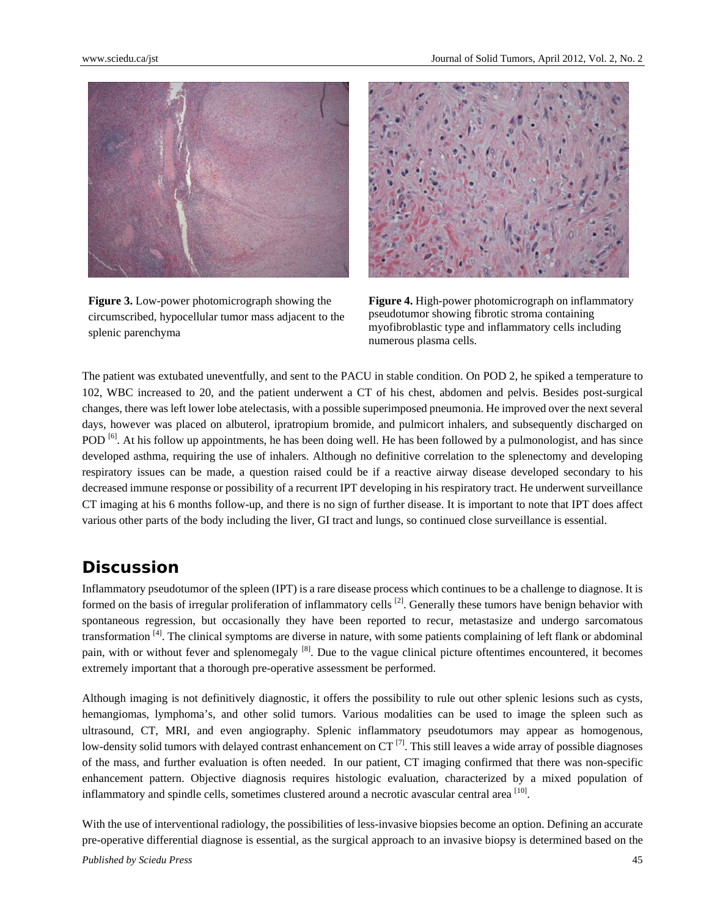**Figure 3.** Low-power photomicrograph showing the circumscribed, hypocellular tumor mass adjacent to the splenic parenchyma

**Figure 4.** High-power photomicrograph on inflammatory pseudotumor showing fibrotic stroma containing myofibroblastic type and inflammatory cells including numerous plasma cells.

The patient was extubated uneventfully, and sent to the PACU in stable condition. On POD 2, he spiked a temperature to 102, WBC increased to 20, and the patient underwent a CT of his chest, abdomen and pelvis. Besides post-surgical changes, there was left lower lobe atelectasis, with a possible superimposed pneumonia. He improved over the next several days, however was placed on albuterol, ipratropium bromide, and pulmicort inhalers, and subsequently discharged on POD [6]. At his follow up appointments, he has been doing well. He has been followed by a pulmonologist, and has since developed asthma, requiring the use of inhalers. Although no definitive correlation to the splenectomy and developing respiratory issues can be made, a question raised could be if a reactive airway disease developed secondary to his decreased immune response or possibility of a recurrent IPT developing in his respiratory tract. He underwent surveillance CT imaging at his 6 months follow-up, and there is no sign of further disease. It is important to note that IPT does affect various other parts of the body including the liver, GI tract and lungs, so continued close surveillance is essential.

## Discussion

Inflammatory pseudotumor of the spleen (IPT) is a rare disease process which continues to be a challenge to diagnose. It is formed on the basis of irregular proliferation of inflammatory cells [2]. Generally these tumors have benign behavior with spontaneous regression, but occasionally they have been reported to recur, metastasize and undergo sarcomatous transformation [4]. The clinical symptoms are diverse in nature, with some patients complaining of left flank or abdominal pain, with or without fever and splenomegaly [8]. Due to the vague clinical picture oftentimes encountered, it becomes extremely important that a thorough pre-operative assessment be performed.

Although imaging is not definitively diagnostic, it offers the possibility to rule out other splenic lesions such as cysts, hemangiomas, lymphoma's, and other solid tumors. Various modalities can be used to image the spleen such as ultrasound, CT, MRI, and even angiography. Splenic inflammatory pseudotumors may appear as homogenous, low-density solid tumors with delayed contrast enhancement on CT [7]. This still leaves a wide array of possible diagnoses of the mass, and further evaluation is often needed. In our patient, CT imaging confirmed that there was non-specific enhancement pattern. Objective diagnosis requires histologic evaluation, characterized by a mixed population of inflammatory and spindle cells, sometimes clustered around a necrotic avascular central area [10].

With the use of interventional radiology, the possibilities of less-invasive biopsies become an option. Defining an accurate pre-operative differential diagnose is essential, as the surgical approach to an invasive biopsy is determined based on the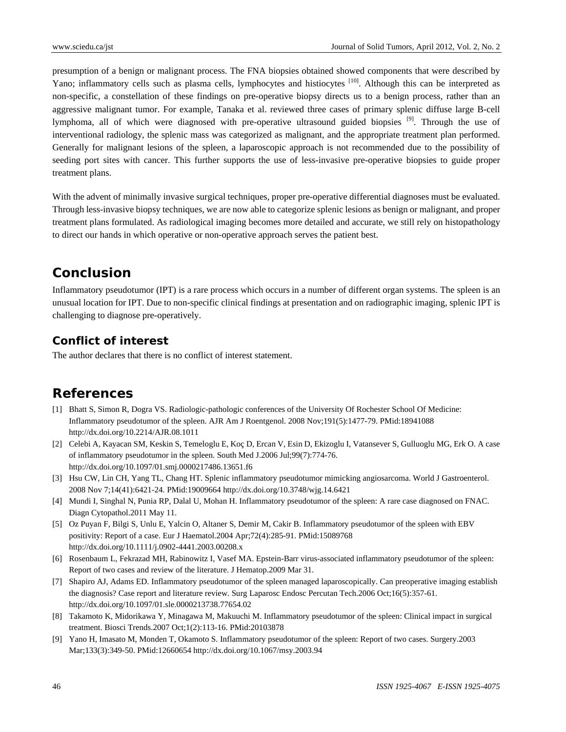presumption of a benign or malignant process. The FNA biopsies obtained showed components that were described by Yano; inflammatory cells such as plasma cells, lymphocytes and histiocytes [10]. Although this can be interpreted as non-specific, a constellation of these findings on pre-operative biopsy directs us to a benign process, rather than an aggressive malignant tumor. For example, Tanaka et al. reviewed three cases of primary splenic diffuse large B-cell lymphoma, all of which were diagnosed with pre-operative ultrasound guided biopsies [9]. Through the use of interventional radiology, the splenic mass was categorized as malignant, and the appropriate treatment plan performed. Generally for malignant lesions of the spleen, a laparoscopic approach is not recommended due to the possibility of seeding port sites with cancer. This further supports the use of less-invasive pre-operative biopsies to guide proper treatment plans.

With the advent of minimally invasive surgical techniques, proper pre-operative differential diagnoses must be evaluated. Through less-invasive biopsy techniques, we are now able to categorize splenic lesions as benign or malignant, and proper treatment plans formulated. As radiological imaging becomes more detailed and accurate, we still rely on histopathology to direct our hands in which operative or non-operative approach serves the patient best.

## Conclusion

Inflammatory pseudotumor (IPT) is a rare process which occurs in a number of different organ systems. The spleen is an unusual location for IPT. Due to non-specific clinical findings at presentation and on radiographic imaging, splenic IPT is challenging to diagnose pre-operatively.

### Conflict of interest

The author declares that there is no conflict of interest statement.

## References

[1] Bhatt S, Simon R, Dogra VS. Radiologic-pathologic conferences of the University Of Rochester School Of Medicine: Inflammatory pseudotumor of the spleen. AJR Am J Roentgenol. 2008 Nov;191(5):1477-79. PMid:18941088 http://dx.doi.org/10.2214/AJR.08.1011

[2] Celebi A, Kayacan SM, Keskin S, Temeloglu E, Koç D, Ercan V, Esin D, Ekizoglu I, Vatansever S, Gulluoglu MG, Erk O. A case of inflammatory pseudotumor in the spleen. South Med J.2006 Jul;99(7):774-76. http://dx.doi.org/10.1097/01.smj.0000217486.13651.f6

[3] Hsu CW, Lin CH, Yang TL, Chang HT. Splenic inflammatory pseudotumor mimicking angiosarcoma. World J Gastroenterol. 2008 Nov 7;14(41):6421-24. PMid:19009664 http://dx.doi.org/10.3748/wjg.14.6421

[4] Mundi I, Singhal N, Punia RP, Dalal U, Mohan H. Inflammatory pseudotumor of the spleen: A rare case diagnosed on FNAC. Diagn Cytopathol.2011 May 11.

[5] Oz Puyan F, Bilgi S, Unlu E, Yalcin O, Altaner S, Demir M, Cakir B. Inflammatory pseudotumor of the spleen with EBV positivity: Report of a case. Eur J Haematol.2004 Apr;72(4):285-91. PMid:15089768 http://dx.doi.org/10.1111/j.0902-4441.2003.00208.x

[6] Rosenbaum L, Fekrazad MH, Rabinowitz I, Vasef MA. Epstein-Barr virus-associated inflammatory pseudotumor of the spleen: Report of two cases and review of the literature. J Hematop.2009 Mar 31.

[7] Shapiro AJ, Adams ED. Inflammatory pseudotumor of the spleen managed laparoscopically. Can preoperative imaging establish the diagnosis? Case report and literature review. Surg Laparosc Endosc Percutan Tech.2006 Oct;16(5):357-61. http://dx.doi.org/10.1097/01.sle.0000213738.77654.02

[8] Takamoto K, Midorikawa Y, Minagawa M, Makuuchi M. Inflammatory pseudotumor of the spleen: Clinical impact in surgical treatment. Biosci Trends.2007 Oct;1(2):113-16. PMid:20103878

[9] Yano H, Imasato M, Monden T, Okamoto S. Inflammatory pseudotumor of the spleen: Report of two cases. Surgery.2003 Mar;133(3):349-50. PMid:12660654 http://dx.doi.org/10.1067/msy.2003.94